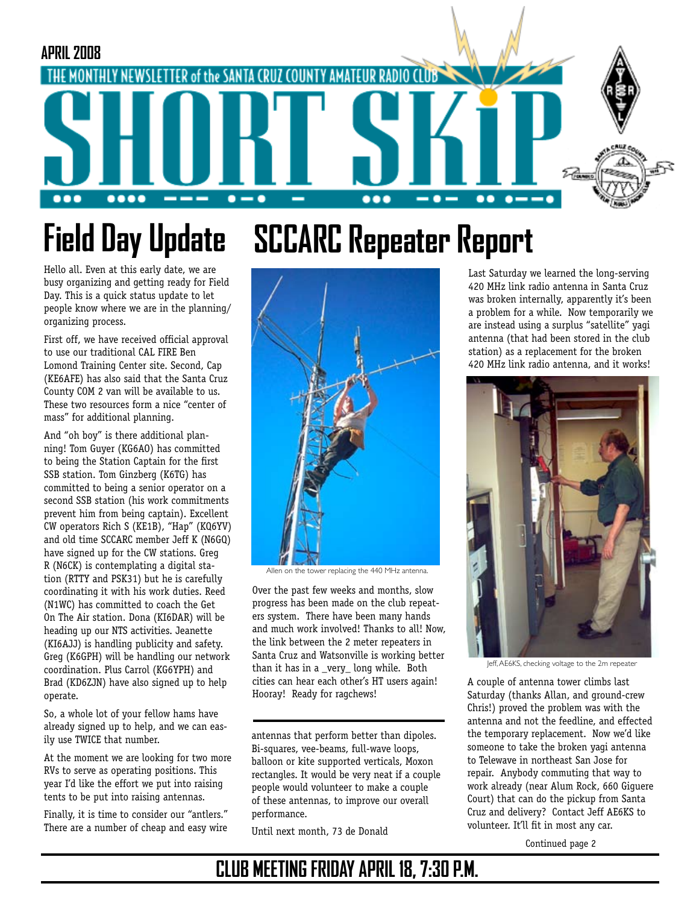APRIL 2008

THE MONTHLY NEWSLETTER of the SANTA CRUZ COUNTY AMATEUR RADIO CLUB

# SHORT SKiP

## Field Day Update

Hello all. Even at this early date, we are busy organizing and getting ready for Field Day. This is a quick status update to let people know where we are in the planning/ organizing process.

First off, we have received official approval to use our traditional CAL FIRE Ben Lomond Training Center site. Second, Cap (KE6AFE) has also said that the Santa Cruz County COM 2 van will be available to us. These two resources form a nice "center of mass" for additional planning.

And "oh boy" is there additional planning! Tom Guyer (KG6AO) has committed to being the Station Captain for the first SSB station. Tom Ginzberg (K6TG) has committed to being a senior operator on a second SSB station (his work commitments prevent him from being captain). Excellent CW operators Rich S (KE1B), "Hap" (KQ6YV) and old time SCCARC member Jeff K (N6GQ) have signed up for the CW stations. Greg R (N6CK) is contemplating a digital station (RTTY and PSK31) but he is carefully coordinating it with his work duties. Reed (N1WC) has committed to coach the Get On The Air station. Dona (KI6DAR) will be heading up our NTS activities. Jeanette (KI6AJJ) is handling publicity and safety. Greg (K6GPH) will be handling our network coordination. Plus Carrol (KG6YPH) and Brad (KD6ZJN) have also signed up to help operate.

So, a whole lot of your fellow hams have already signed up to help, and we can easily use TWICE that number.

At the moment we are looking for two more RVs to serve as operating positions. This year I'd like the effort we put into raising tents to be put into raising antennas.

Finally, it is time to consider our "antlers." There are a number of cheap and easy wire antennas that perform better than dipoles. Bi-squares, vee-beams, full-wave loops, balloon or kite supported verticals, Moxon rectangles. It would be very neat if a couple people would volunteer to make a couple of these antennas, to improve our overall performance.

Until next month, 73 de Donald

## SCCARC Repeater Report

Allen on the tower replacing the 440 MHz antenna.

Over the past few weeks and months, slow progress has been made on the club repeaters system. There have been many hands and much work involved! Thanks to all! Now, the link between the 2 meter repeaters in Santa Cruz and Watsonville is working better than it has in a _very_ long while. Both cities can hear each other's HT users again! Hooray! Ready for ragchews!

Last Saturday we learned the long-serving 420 MHz link radio antenna in Santa Cruz was broken internally, apparently it's been a problem for a while. Now temporarily we are instead using a surplus "satellite" yagi antenna (that had been stored in the club station) as a replacement for the broken 420 MHz link radio antenna, and it works!

Jeff, AE6KS, checking voltage to the 2m repeater

A couple of antenna tower climbs last Saturday (thanks Allan, and ground-crew Chris!) proved the problem was with the antenna and not the feedline, and effected the temporary replacement. Now we'd like someone to take the broken yagi antenna to Telewave in northeast San Jose for repair. Anybody commuting that way to work already (near Alum Rock, 660 Giguere Court) that can do the pickup from Santa Cruz and delivery? Contact Jeff AE6KS to volunteer. It'll fit in most any car.

Continued page 2

**CLUB MEETING FRIDAY APRIL 18, 7:30 P.M.**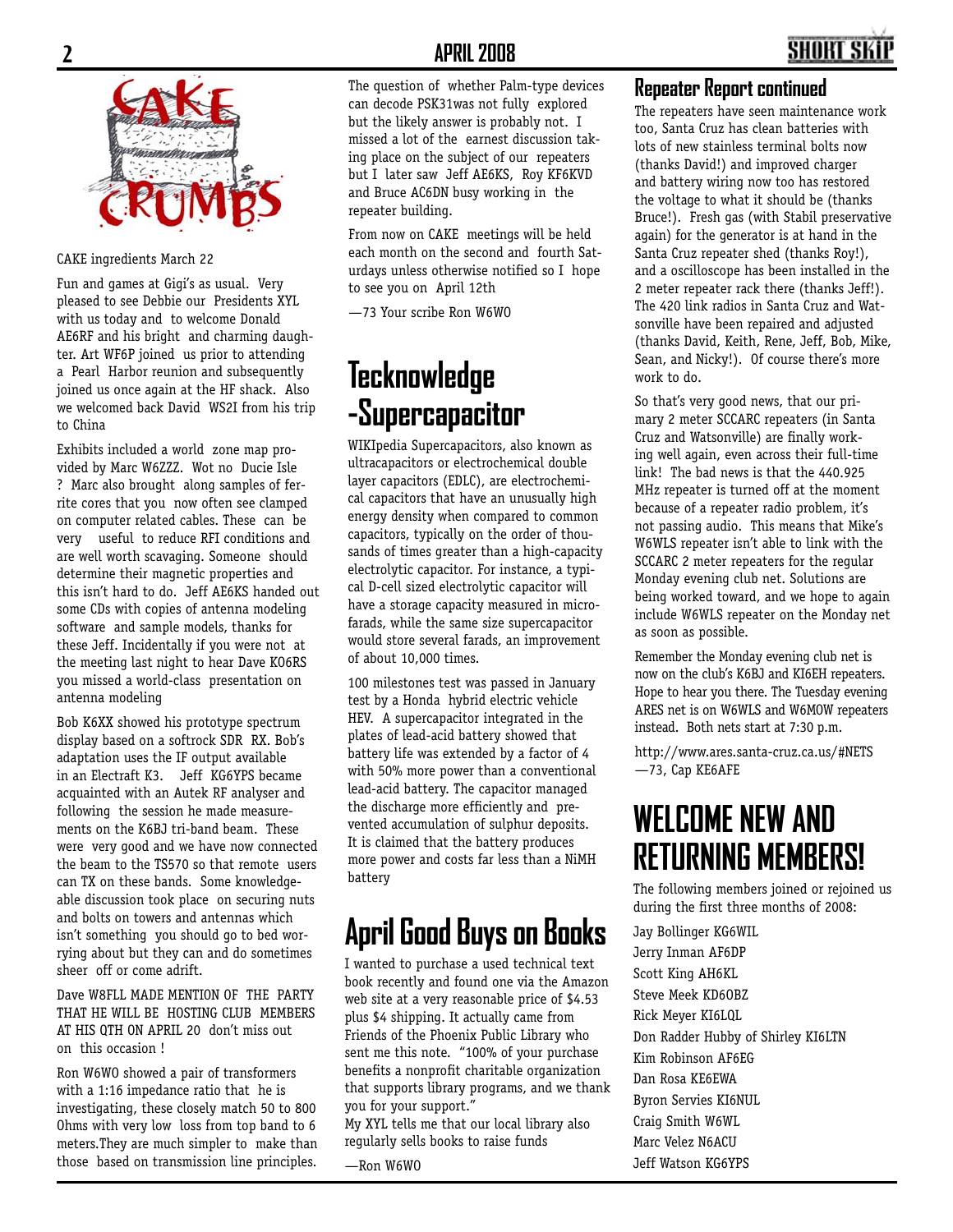# CAKE CRUMBS

CAKE ingredients March 22

Fun and games at Gigi's as usual. Very pleased to see Debbie our Presidents XYL with us today and to welcome Donald AE6RF and his bright and charming daughter. Art WF6P joined us prior to attending a Pearl Harbor reunion and subsequently joined us once again at the HF shack. Also we welcomed back David WS2I from his trip to China

Exhibits included a world zone map provided by Marc W6ZZZ. Wot no Ducie Isle ? Marc also brought along samples of ferrite cores that you now often see clamped on computer related cables. These can be very useful to reduce RFI conditions and are well worth scavaging. Someone should determine their magnetic properties and this isn't hard to do. Jeff AE6KS handed out some CDs with copies of antenna modeling software and sample models, thanks for these Jeff. Incidentally if you were not at the meeting last night to hear Dave KO6RS you missed a world-class presentation on antenna modeling

Bob K6XX showed his prototype spectrum display based on a softrock SDR RX. Bob's adaptation uses the IF output available in an Electraft K3. Jeff KG6YPS became acquainted with an Autek RF analyser and following the session he made measurements on the K6BJ tri-band beam. These were very good and we have now connected the beam to the TS570 so that remote users can TX on these bands. Some knowledgeable discussion took place on securing nuts and bolts on towers and antennas which isn't something you should go to bed worrying about but they can and do sometimes sheer off or come adrift.

Dave W8FLL MADE MENTION OF THE PARTY THAT HE WILL BE HOSTING CLUB MEMBERS AT HIS QTH ON APRIL 20 don't miss out on this occasion !

Ron W6WO showed a pair of transformers with a 1:16 impedance ratio that he is investigating, these closely match 50 to 800 Ohms with very low loss from top band to 6 meters.They are much simpler to make than those based on transmission line principles.

The question of whether Palm-type devices can decode PSK31was not fully explored but the likely answer is probably not. I missed a lot of the earnest discussion taking place on the subject of our repeaters but I later saw Jeff AE6KS, Roy KF6KVD and Bruce AC6DN busy working in the repeater building.

From now on CAKE meetings will be held each month on the second and fourth Saturdays unless otherwise notified so I hope to see you on April 12th

—73 Your scribe Ron W6WO

# Tecknowledge -Supercapacitor

WIKIpedia Supercapacitors, also known as ultracapacitors or electrochemical double layer capacitors (EDLC), are electrochemical capacitors that have an unusually high energy density when compared to common capacitors, typically on the order of thousands of times greater than a high-capacity electrolytic capacitor. For instance, a typical D-cell sized electrolytic capacitor will have a storage capacity measured in microfarads, while the same size supercapacitor would store several farads, an improvement of about 10,000 times.

100 milestones test was passed in January test by a Honda hybrid electric vehicle HEV. A supercapacitor integrated in the plates of lead-acid battery showed that battery life was extended by a factor of 4 with 50% more power than a conventional lead-acid battery. The capacitor managed the discharge more efficiently and prevented accumulation of sulphur deposits. It is claimed that the battery produces more power and costs far less than a NiMH battery

# April Good Buys on Books

I wanted to purchase a used technical text book recently and found one via the Amazon web site at a very reasonable price of $4.53 plus $4 shipping. It actually came from Friends of the Phoenix Public Library who sent me this note. "100% of your purchase benefits a nonprofit charitable organization that supports library programs, and we thank you for your support."
My XYL tells me that our local library also regularly sells books to raise funds

—Ron W6WO

## Repeater Report continued

The repeaters have seen maintenance work too, Santa Cruz has clean batteries with lots of new stainless terminal bolts now (thanks David!) and improved charger and battery wiring now too has restored the voltage to what it should be (thanks Bruce!). Fresh gas (with Stabil preservative again) for the generator is at hand in the Santa Cruz repeater shed (thanks Roy!), and a oscilloscope has been installed in the 2 meter repeater rack there (thanks Jeff!). The 420 link radios in Santa Cruz and Watsonville have been repaired and adjusted (thanks David, Keith, Rene, Jeff, Bob, Mike, Sean, and Nicky!). Of course there's more work to do.

So that's very good news, that our primary 2 meter SCCARC repeaters (in Santa Cruz and Watsonville) are finally working well again, even across their full-time link! The bad news is that the 440.925 MHz repeater is turned off at the moment because of a repeater radio problem, it's not passing audio. This means that Mike's W6WLS repeater isn't able to link with the SCCARC 2 meter repeaters for the regular Monday evening club net. Solutions are being worked toward, and we hope to again include W6WLS repeater on the Monday net as soon as possible.

Remember the Monday evening club net is now on the club's K6BJ and KI6EH repeaters. Hope to hear you there. The Tuesday evening ARES net is on W6WLS and W6MOW repeaters instead. Both nets start at 7:30 p.m.

http://www.ares.santa-cruz.ca.us/#NETS
—73, Cap KE6AFE

# WELCOME NEW AND RETURNING MEMBERS!

The following members joined or rejoined us during the first three months of 2008:

Jay Bollinger KG6WIL
Jerry Inman AF6DP
Scott King AH6KL
Steve Meek KD6OBZ
Rick Meyer KI6LQL
Don Radder Hubby of Shirley KI6LTN
Kim Robinson AF6EG
Dan Rosa KE6EWA
Byron Servies KI6NUL
Craig Smith W6WL
Marc Velez N6ACU
Jeff Watson KG6YPS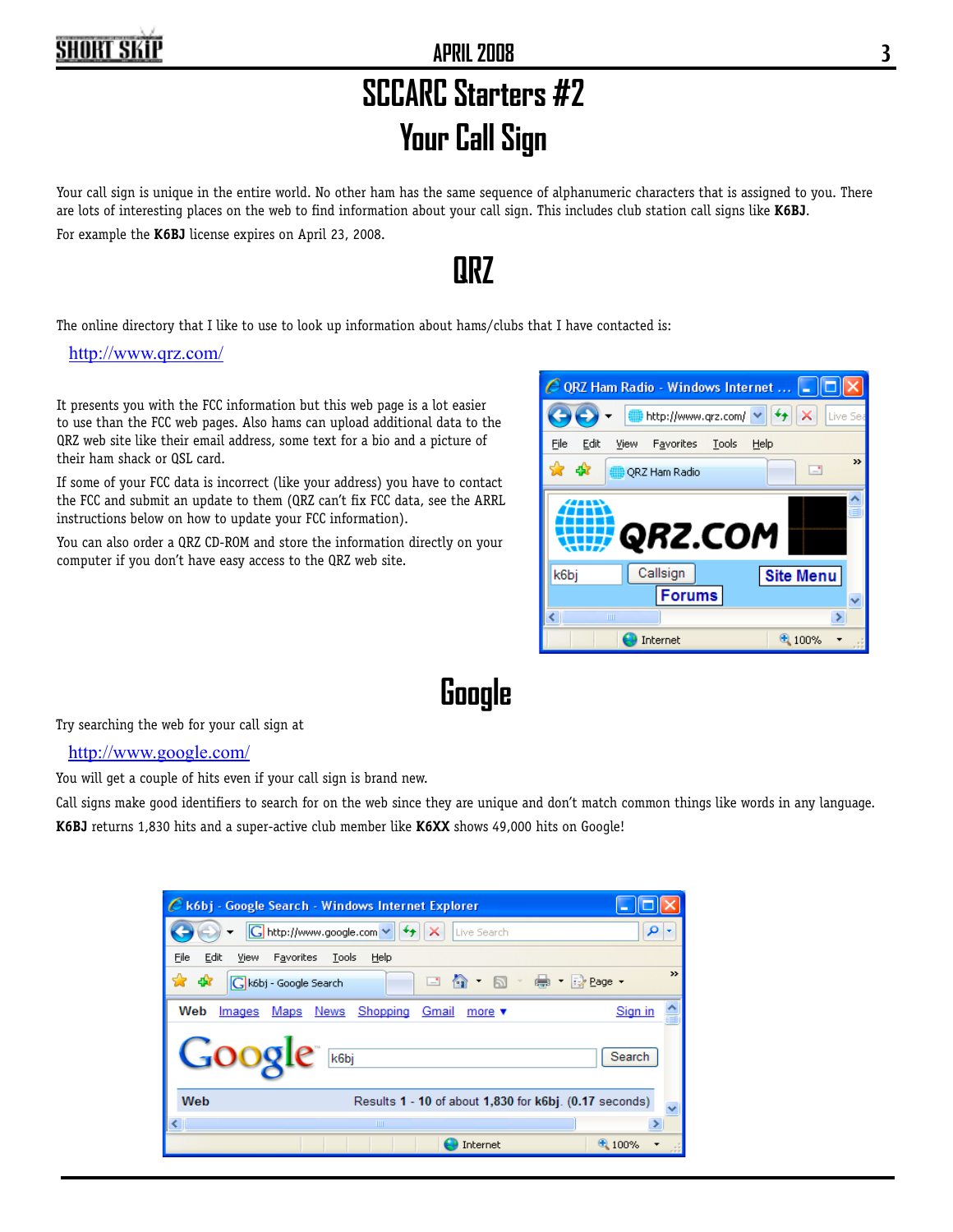# SCCARC Starters #2

# Your Call Sign

Your call sign is unique in the entire world. No other ham has the same sequence of alphanumeric characters that is assigned to you. There are lots of interesting places on the web to find information about your call sign. This includes club station call signs like **K6BJ**.

For example the **K6BJ** license expires on April 23, 2008.

## QRZ

The online directory that I like to use to look up information about hams/clubs that I have contacted is:

http://www.qrz.com/

It presents you with the FCC information but this web page is a lot easier to use than the FCC web pages. Also hams can upload additional data to the QRZ web site like their email address, some text for a bio and a picture of their ham shack or QSL card.

If some of your FCC data is incorrect (like your address) you have to contact the FCC and submit an update to them (QRZ can't fix FCC data, see the ARRL instructions below on how to update your FCC information).

You can also order a QRZ CD-ROM and store the information directly on your computer if you don't have easy access to the QRZ web site.

## Google

Try searching the web for your call sign at

http://www.google.com/

You will get a couple of hits even if your call sign is brand new.

Call signs make good identifiers to search for on the web since they are unique and don't match common things like words in any language. **K6BJ** returns 1,830 hits and a super-active club member like **K6XX** shows 49,000 hits on Google!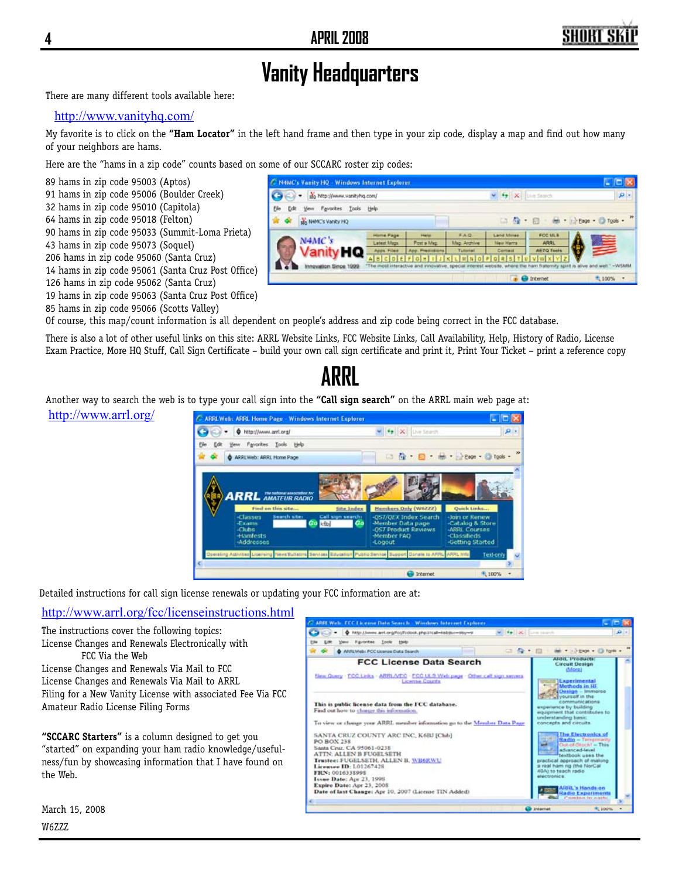# Vanity Headquarters

There are many different tools available here:

http://www.vanityhq.com/

My favorite is to click on the **"Ham Locator"** in the left hand frame and then type in your zip code, display a map and find out how many of your neighbors are hams.

Here are the "hams in a zip code" counts based on some of our SCCARC roster zip codes:

89 hams in zip code 95003 (Aptos)
91 hams in zip code 95006 (Boulder Creek)
32 hams in zip code 95010 (Capitola)
64 hams in zip code 95018 (Felton)
90 hams in zip code 95033 (Summit-Loma Prieta)
43 hams in zip code 95073 (Soquel)
206 hams in zip code 95060 (Santa Cruz)
14 hams in zip code 95061 (Santa Cruz Post Office)
126 hams in zip code 95062 (Santa Cruz)
19 hams in zip code 95063 (Santa Cruz Post Office)
85 hams in zip code 95066 (Scotts Valley)

Of course, this map/count information is all dependent on people's address and zip code being correct in the FCC database.

There is also a lot of other useful links on this site: ARRL Website Links, FCC Website Links, Call Availability, Help, History of Radio, License Exam Practice, More HQ Stuff, Call Sign Certificate – build your own call sign certificate and print it, Print Your Ticket – print a reference copy

# ARRL

Another way to search the web is to type your call sign into the **"Call sign search"** on the ARRL main web page at:

http://www.arrl.org/

Detailed instructions for call sign license renewals or updating your FCC information are at:

http://www.arrl.org/fcc/licenseinstructions.html

The instructions cover the following topics:
License Changes and Renewals Electronically with FCC Via the Web
License Changes and Renewals Via Mail to FCC
License Changes and Renewals Via Mail to ARRL
Filing for a New Vanity License with associated Fee Via FCC
Amateur Radio License Filing Forms

**"SCCARC Starters"** is a column designed to get you "started" on expanding your ham radio knowledge/usefulness/fun by showcasing information that I have found on the Web.

March 15, 2008

W6ZZZ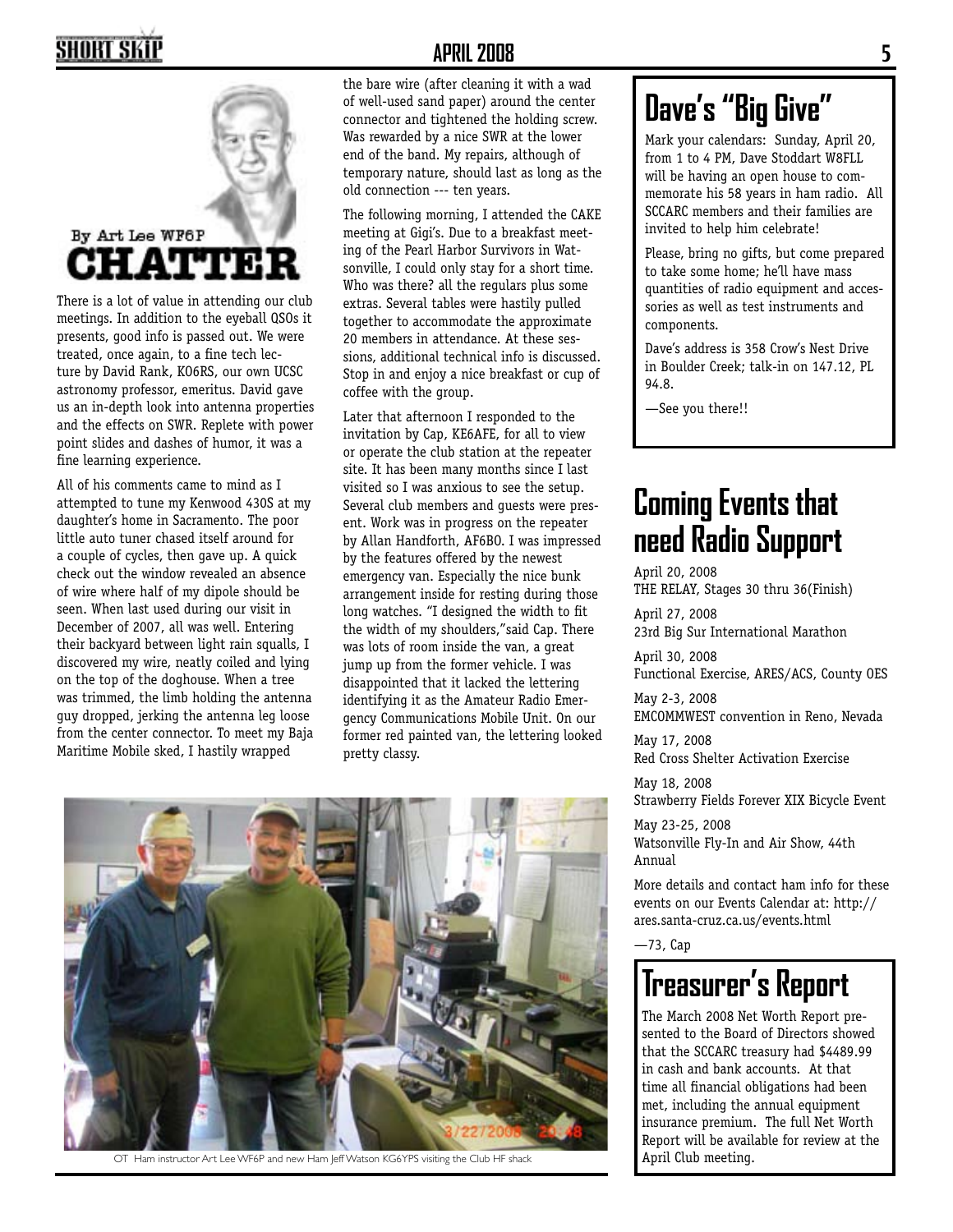By Art Lee WF6P

# CHATTER

There is a lot of value in attending our club meetings. In addition to the eyeball QSOs it presents, good info is passed out. We were treated, once again, to a fine tech lecture by David Rank, KO6RS, our own UCSC astronomy professor, emeritus. David gave us an in-depth look into antenna properties and the effects on SWR. Replete with power point slides and dashes of humor, it was a fine learning experience.

All of his comments came to mind as I attempted to tune my Kenwood 430S at my daughter's home in Sacramento. The poor little auto tuner chased itself around for a couple of cycles, then gave up. A quick check out the window revealed an absence of wire where half of my dipole should be seen. When last used during our visit in December of 2007, all was well. Entering their backyard between light rain squalls, I discovered my wire, neatly coiled and lying on the top of the doghouse. When a tree was trimmed, the limb holding the antenna guy dropped, jerking the antenna leg loose from the center connector. To meet my Baja Maritime Mobile sked, I hastily wrapped the bare wire (after cleaning it with a wad of well-used sand paper) around the center connector and tightened the holding screw. Was rewarded by a nice SWR at the lower end of the band. My repairs, although of temporary nature, should last as long as the old connection --- ten years.

The following morning, I attended the CAKE meeting at Gigi's. Due to a breakfast meeting of the Pearl Harbor Survivors in Watsonville, I could only stay for a short time. Who was there? all the regulars plus some extras. Several tables were hastily pulled together to accommodate the approximate 20 members in attendance. At these sessions, additional technical info is discussed. Stop in and enjoy a nice breakfast or cup of coffee with the group.

Later that afternoon I responded to the invitation by Cap, KE6AFE, for all to view or operate the club station at the repeater site. It has been many months since I last visited so I was anxious to see the setup. Several club members and guests were present. Work was in progress on the repeater by Allan Handforth, AF6BO. I was impressed by the features offered by the newest emergency van. Especially the nice bunk arrangement inside for resting during those long watches. "I designed the width to fit the width of my shoulders,"said Cap. There was lots of room inside the van, a great jump up from the former vehicle. I was disappointed that it lacked the lettering identifying it as the Amateur Radio Emergency Communications Mobile Unit. On our former red painted van, the lettering looked pretty classy.

OT Ham instructor Art Lee WF6P and new Ham Jeff Watson KG6YPS visiting the Club HF shack

# Dave's "Big Give"

Mark your calendars: Sunday, April 20, from 1 to 4 PM, Dave Stoddart W8FLL will be having an open house to commemorate his 58 years in ham radio. All SCCARC members and their families are invited to help him celebrate!

Please, bring no gifts, but come prepared to take some home; he'll have mass quantities of radio equipment and accessories as well as test instruments and components.

Dave's address is 358 Crow's Nest Drive in Boulder Creek; talk-in on 147.12, PL 94.8.

—See you there!!

# Coming Events that need Radio Support

April 20, 2008
THE RELAY, Stages 30 thru 36(Finish)

April 27, 2008
23rd Big Sur International Marathon

April 30, 2008
Functional Exercise, ARES/ACS, County OES

May 2-3, 2008
EMCOMMWEST convention in Reno, Nevada

May 17, 2008
Red Cross Shelter Activation Exercise

May 18, 2008
Strawberry Fields Forever XIX Bicycle Event

May 23-25, 2008
Watsonville Fly-In and Air Show, 44th Annual

More details and contact ham info for these events on our Events Calendar at: http://ares.santa-cruz.ca.us/events.html

—73, Cap

# Treasurer's Report

The March 2008 Net Worth Report presented to the Board of Directors showed that the SCCARC treasury had $4489.99 in cash and bank accounts. At that time all financial obligations had been met, including the annual equipment insurance premium. The full Net Worth Report will be available for review at the April Club meeting.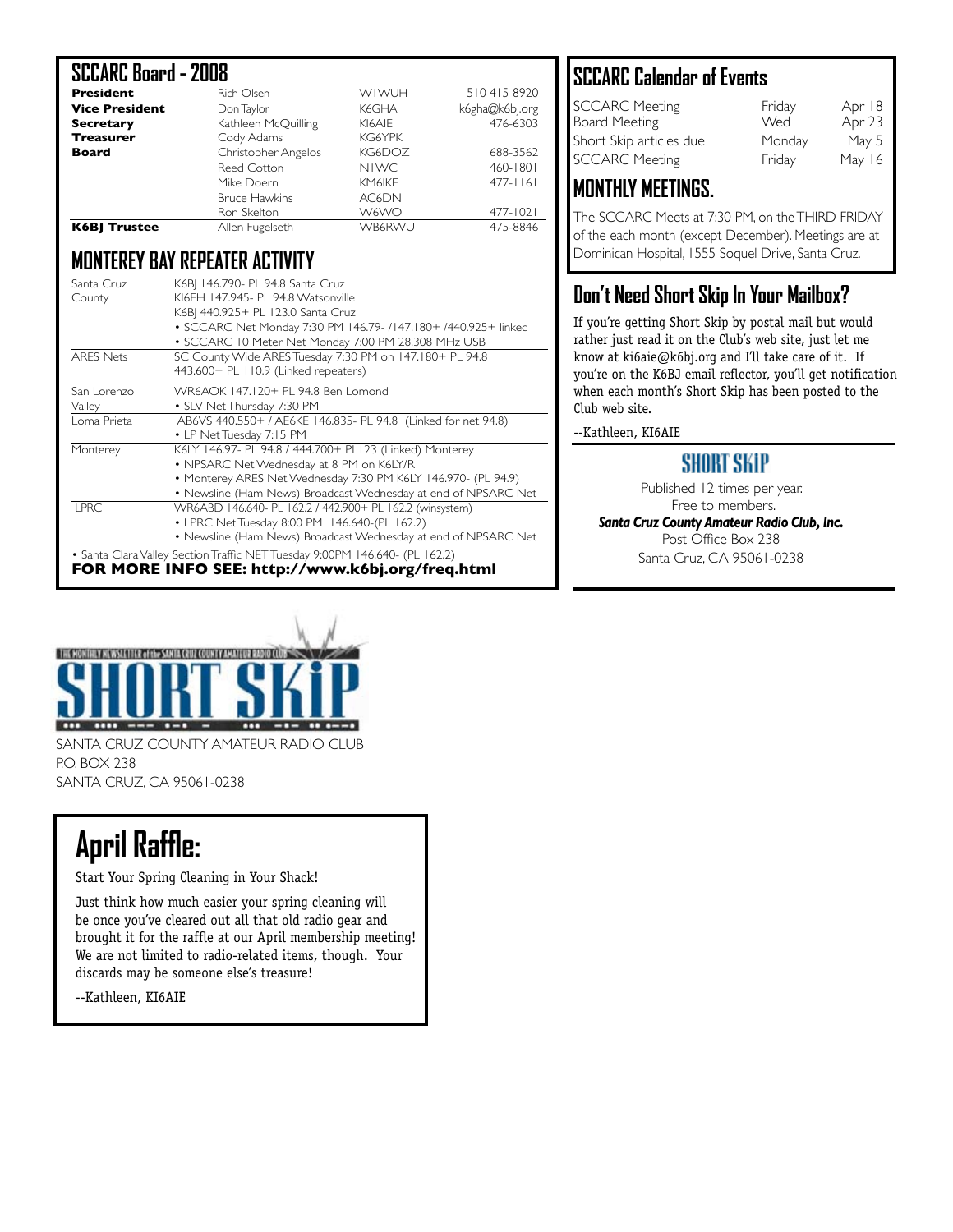## SCCARC Board - 2008

| | | | |
|---|---|---|---|
| **President** | Rich Olsen | W1WUH | 510 415-8920 |
| **Vice President** | Don Taylor | K6GHA | k6gha@k6bj.org |
| **Secretary** | Kathleen McQuilling | KI6AIE | 476-6303 |
| **Treasurer** | Cody Adams | KG6YPK | |
| **Board** | Christopher Angelos | KG6DOZ | 688-3562 |
| | Reed Cotton | N1WC | 460-1801 |
| | Mike Doern | KM6IKE | 477-1161 |
| | Bruce Hawkins | AC6DN | |
| | Ron Skelton | W6WO | 477-1021 |
| **K6BJ Trustee** | Allen Fugelseth | WB6RWU | 475-8846 |

## MONTEREY BAY REPEATER ACTIVITY

| | |
|---|---|
| Santa Cruz County | K6BJ 146.790- PL 94.8 Santa Cruz<br>KI6EH 147.945- PL 94.8 Watsonville<br>K6BJ 440.925+ PL 123.0 Santa Cruz<br>• SCCARC Net Monday 7:30 PM 146.79- /147.180+ /440.925+ linked<br>• SCCARC 10 Meter Net Monday 7:00 PM 28.308 MHz USB |
| ARES Nets | SC County Wide ARES Tuesday 7:30 PM on 147.180+ PL 94.8<br>443.600+ PL 110.9 (Linked repeaters) |
| San Lorenzo Valley | WR6AOK 147.120+ PL 94.8 Ben Lomond<br>• SLV Net Thursday 7:30 PM |
| Loma Prieta | AB6VS 440.550+ / AE6KE 146.835- PL 94.8 (Linked for net 94.8)<br>• LP Net Tuesday 7:15 PM |
| Monterey | K6LY 146.97- PL 94.8 / 444.700+ PL123 (Linked) Monterey<br>• NPSARC Net Wednesday at 8 PM on K6LY/R<br>• Monterey ARES Net Wednesday 7:30 PM K6LY 146.970- (PL 94.9)<br>• Newsline (Ham News) Broadcast Wednesday at end of NPSARC Net |
| LPRC | WR6ABD 146.640- PL 162.2 / 442.900+ PL 162.2 (winsystem)<br>• LPRC Net Tuesday 8:00 PM 146.640-(PL 162.2)<br>• Newsline (Ham News) Broadcast Wednesday at end of NPSARC Net |

• Santa Clara Valley Section Traffic NET Tuesday 9:00PM 146.640- (PL 162.2)

**FOR MORE INFO SEE: http://www.k6bj.org/freq.html**

## SCCARC Calendar of Events

| | | |
|---|---|---|
| SCCARC Meeting | Friday | Apr 18 |
| Board Meeting | Wed | Apr 23 |
| Short Skip articles due | Monday | May 5 |
| SCCARC Meeting | Friday | May 16 |

## MONTHLY MEETINGS.

The SCCARC Meets at 7:30 PM, on the THIRD FRIDAY of the each month (except December). Meetings are at Dominican Hospital, 1555 Soquel Drive, Santa Cruz.

## Don't Need Short Skip In Your Mailbox?

If you're getting Short Skip by postal mail but would rather just read it on the Club's web site, just let me know at ki6aie@k6bj.org and I'll take care of it. If you're on the K6BJ email reflector, you'll get notification when each month's Short Skip has been posted to the Club web site.

--Kathleen, KI6AIE

**SHORT SKIP**

Published 12 times per year.
Free to members.
***Santa Cruz County Amateur Radio Club, Inc.***
Post Office Box 238
Santa Cruz, CA 95061-0238

THE MONTHLY NEWSLETTER of the SANTA CRUZ COUNTY AMATEUR RADIO CLUB
SHORT SKIP

SANTA CRUZ COUNTY AMATEUR RADIO CLUB
P.O. BOX 238
SANTA CRUZ, CA 95061-0238

# April Raffle:

Start Your Spring Cleaning in Your Shack!

Just think how much easier your spring cleaning will be once you've cleared out all that old radio gear and brought it for the raffle at our April membership meeting! We are not limited to radio-related items, though. Your discards may be someone else's treasure!

--Kathleen, KI6AIE